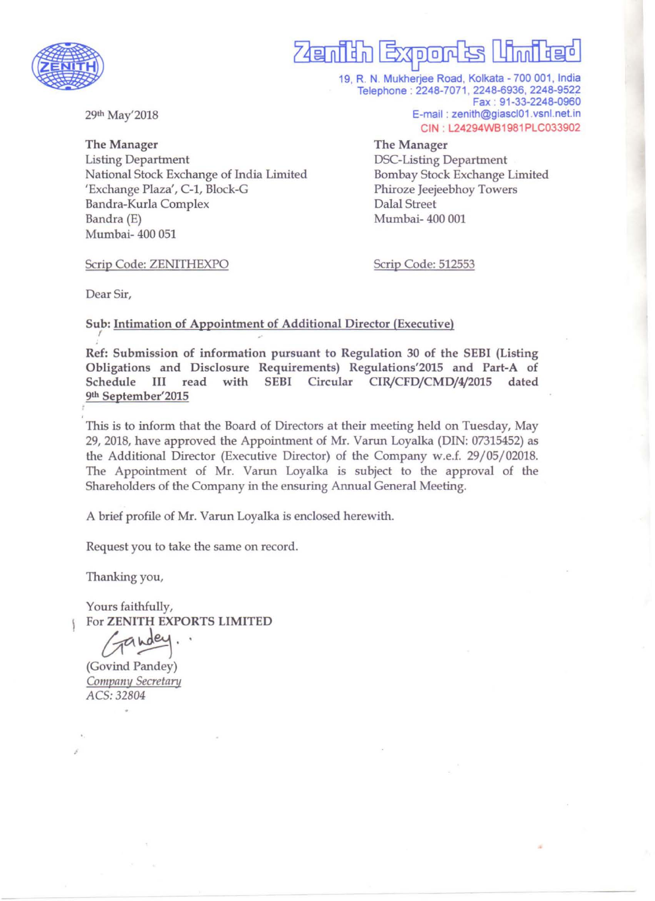# Zenith Exports Limited

19, R. N. Mukherjee Road, Kolkata - 700 001, India
Telephone : 2248-7071, 2248-6936, 2248-9522
Fax : 91-33-2248-0960
E-mail : zenith@giascl01.vsnl.net.in
CIN : L24294WB1981PLC033902

29th May'2018

**The Manager**
Listing Department
National Stock Exchange of India Limited
'Exchange Plaza', C-1, Block-G
Bandra-Kurla Complex
Bandra (E)
Mumbai- 400 051

Scrip Code: ZENITHEXPO

**The Manager**
DSC-Listing Department
Bombay Stock Exchange Limited
Phiroze Jeejeebhoy Towers
Dalal Street
Mumbai- 400 001

Scrip Code: 512553

Dear Sir,

**Sub: Intimation of Appointment of Additional Director (Executive)**

**Ref: Submission of information pursuant to Regulation 30 of the SEBI (Listing Obligations and Disclosure Requirements) Regulations'2015 and Part-A of Schedule III read with SEBI Circular CIR/CFD/CMD/4/2015 dated 9th September'2015**

This is to inform that the Board of Directors at their meeting held on Tuesday, May 29, 2018, have approved the Appointment of Mr. Varun Loyalka (DIN: 07315452) as the Additional Director (Executive Director) of the Company w.e.f. 29/05/02018. The Appointment of Mr. Varun Loyalka is subject to the approval of the Shareholders of the Company in the ensuring Annual General Meeting.

A brief profile of Mr. Varun Loyalka is enclosed herewith.

Request you to take the same on record.

Thanking you,

Yours faithfully,
For **ZENITH EXPORTS LIMITED**

(Govind Pandey)
*Company Secretary*
*ACS: 32804*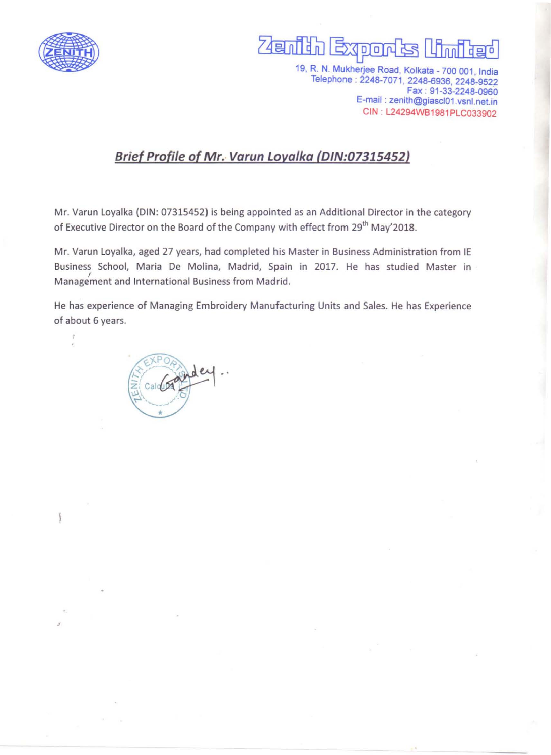# Zenith Exports Limited

19, R. N. Mukherjee Road, Kolkata - 700 001, India
Telephone : 2248-7071, 2248-6936, 2248-9522
Fax : 91-33-2248-0960
E-mail : zenith@giascl01.vsnl.net.in
CIN : L24294WB1981PLC033902

## *Brief Profile of Mr. Varun Loyalka (DIN:07315452)*

Mr. Varun Loyalka (DIN: 07315452) is being appointed as an Additional Director in the category of Executive Director on the Board of the Company with effect from 29th May'2018.

Mr. Varun Loyalka, aged 27 years, had completed his Master in Business Administration from IE Business School, Maria De Molina, Madrid, Spain in 2017. He has studied Master in Management and International Business from Madrid.

He has experience of Managing Embroidery Manufacturing Units and Sales. He has Experience of about 6 years.